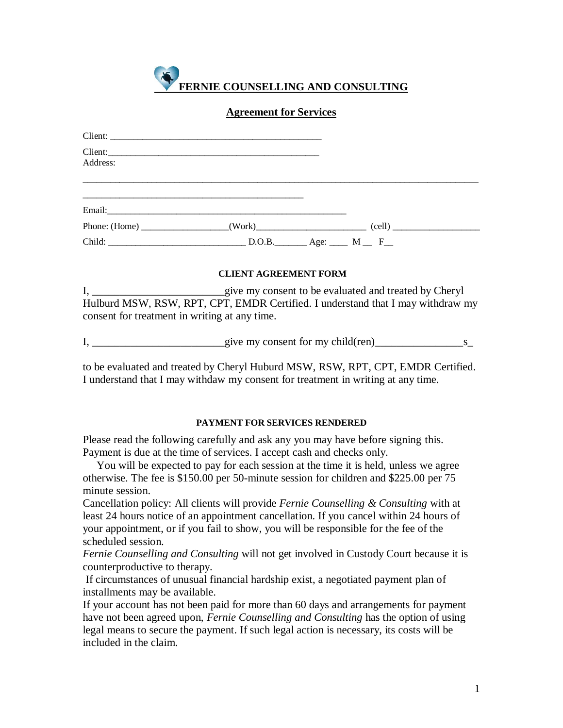# FERNIE COUNSELLING AND CONSULTING

## Agreement for Services

Client: ____________________________________________

Client: ____________________________________________
Address:

_______________________________________________________________________________

____________________________________________

Email: ______________________________________________________

Phone: (Home) ___________________(Work)________________________ (cell) ___________________

Child: ______________________________ D.O.B._______ Age: ____ M __ F__

**CLIENT AGREEMENT FORM**

I, ________________________give my consent to be evaluated and treated by Cheryl Hulburd MSW, RSW, RPT, CPT, EMDR Certified. I understand that I may withdraw my consent for treatment in writing at any time.

I, ________________________give my consent for my child(ren)________________s_

to be evaluated and treated by Cheryl Huburd MSW, RSW, RPT, CPT, EMDR Certified. I understand that I may withdaw my consent for treatment in writing at any time.

**PAYMENT FOR SERVICES RENDERED**

Please read the following carefully and ask any you may have before signing this. Payment is due at the time of services. I accept cash and checks only.

You will be expected to pay for each session at the time it is held, unless we agree otherwise. The fee is $150.00 per 50-minute session for children and $225.00 per 75 minute session.

Cancellation policy: All clients will provide *Fernie Counselling & Consulting* with at least 24 hours notice of an appointment cancellation. If you cancel within 24 hours of your appointment, or if you fail to show, you will be responsible for the fee of the scheduled session.

*Fernie Counselling and Consulting* will not get involved in Custody Court because it is counterproductive to therapy.

If circumstances of unusual financial hardship exist, a negotiated payment plan of installments may be available.

If your account has not been paid for more than 60 days and arrangements for payment have not been agreed upon, *Fernie Counselling and Consulting* has the option of using legal means to secure the payment. If such legal action is necessary, its costs will be included in the claim.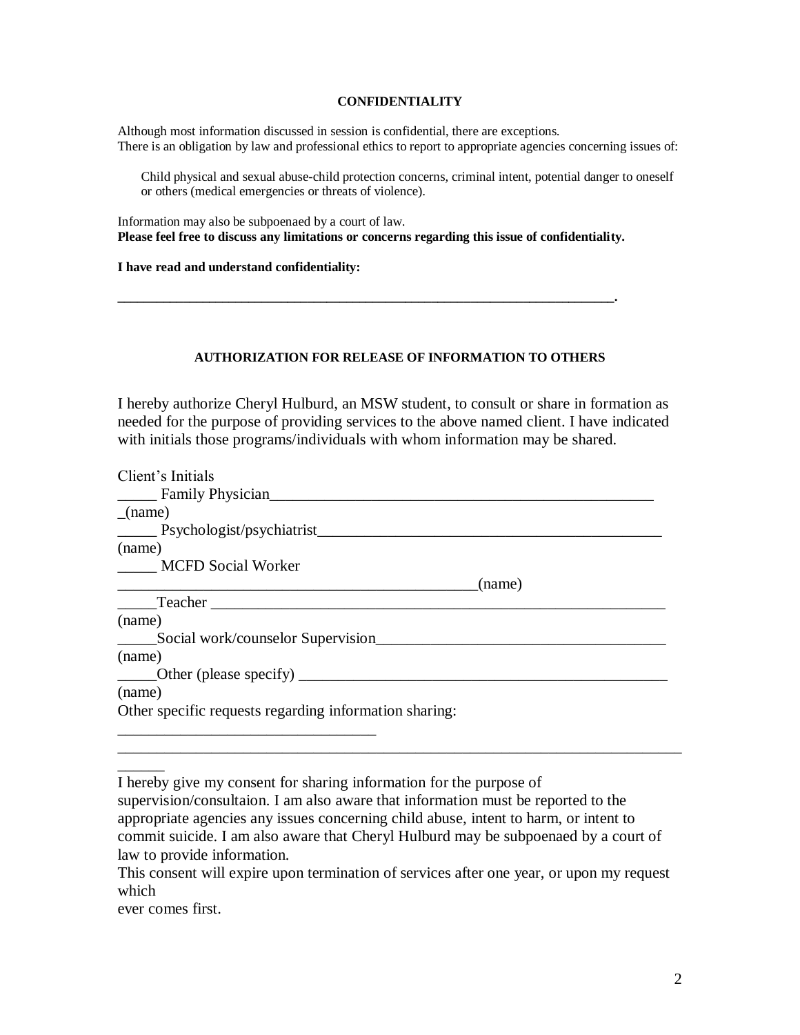**CONFIDENTIALITY**

Although most information discussed in session is confidential, there are exceptions.
There is an obligation by law and professional ethics to report to appropriate agencies concerning issues of:

> Child physical and sexual abuse-child protection concerns, criminal intent, potential danger to oneself or others (medical emergencies or threats of violence).

Information may also be subpoenaed by a court of law.
**Please feel free to discuss any limitations or concerns regarding this issue of confidentiality.**

**I have read and understand confidentiality:**

**_______________________________________________________________________.**

**AUTHORIZATION FOR RELEASE OF INFORMATION TO OTHERS**

I hereby authorize Cheryl Hulburd, an MSW student, to consult or share in formation as needed for the purpose of providing services to the above named client. I have indicated with initials those programs/individuals with whom information may be shared.

Client's Initials
_____ Family Physician___________________________________________________
_(name)
_____ Psychologist/psychiatrist____________________________________________
(name)
_____ MCFD Social Worker
_______________________________________________(name)
_____Teacher _________________________________________________________
(name)
_____Social work/counselor Supervision____________________________________
(name)
_____Other (please specify) _____________________________________________
(name)
Other specific requests regarding information sharing:
__________________________________
___________________________________________________________________________
______
I hereby give my consent for sharing information for the purpose of supervision/consultaion. I am also aware that information must be reported to the appropriate agencies any issues concerning child abuse, intent to harm, or intent to commit suicide. I am also aware that Cheryl Hulburd may be subpoenaed by a court of law to provide information.
This consent will expire upon termination of services after one year, or upon my request which
ever comes first.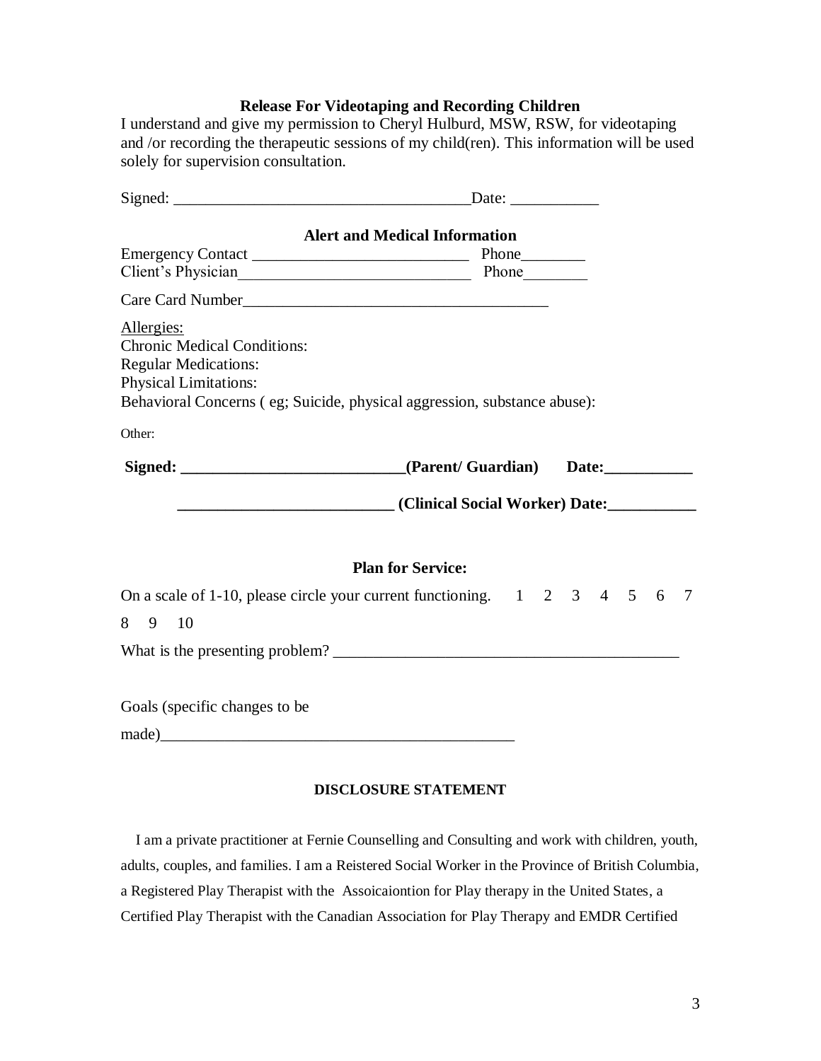**Release For Videotaping and Recording Children**

I understand and give my permission to Cheryl Hulburd, MSW, RSW, for videotaping and /or recording the therapeutic sessions of my child(ren). This information will be used solely for supervision consultation.

Signed: ____________________________________Date: ___________

**Alert and Medical Information**

Emergency Contact ___________________________ Phone________

Client's Physician____________________________ Phone________

Care Card Number______________________________________

Allergies:

Chronic Medical Conditions:

Regular Medications:

Physical Limitations:

Behavioral Concerns ( eg; Suicide, physical aggression, substance abuse):

Other:

**Signed: ___________________________(Parent/ Guardian) Date:___________**

**__________________________ (Clinical Social Worker) Date:___________**

**Plan for Service:**

On a scale of 1-10, please circle your current functioning. 1 2 3 4 5 6 7 8 9 10

What is the presenting problem? ___________________________________________

Goals (specific changes to be made)____________________________________________

**DISCLOSURE STATEMENT**

I am a private practitioner at Fernie Counselling and Consulting and work with children, youth, adults, couples, and families. I am a Reistered Social Worker in the Province of British Columbia, a Registered Play Therapist with the Assoicaiontion for Play therapy in the United States, a Certified Play Therapist with the Canadian Association for Play Therapy and EMDR Certified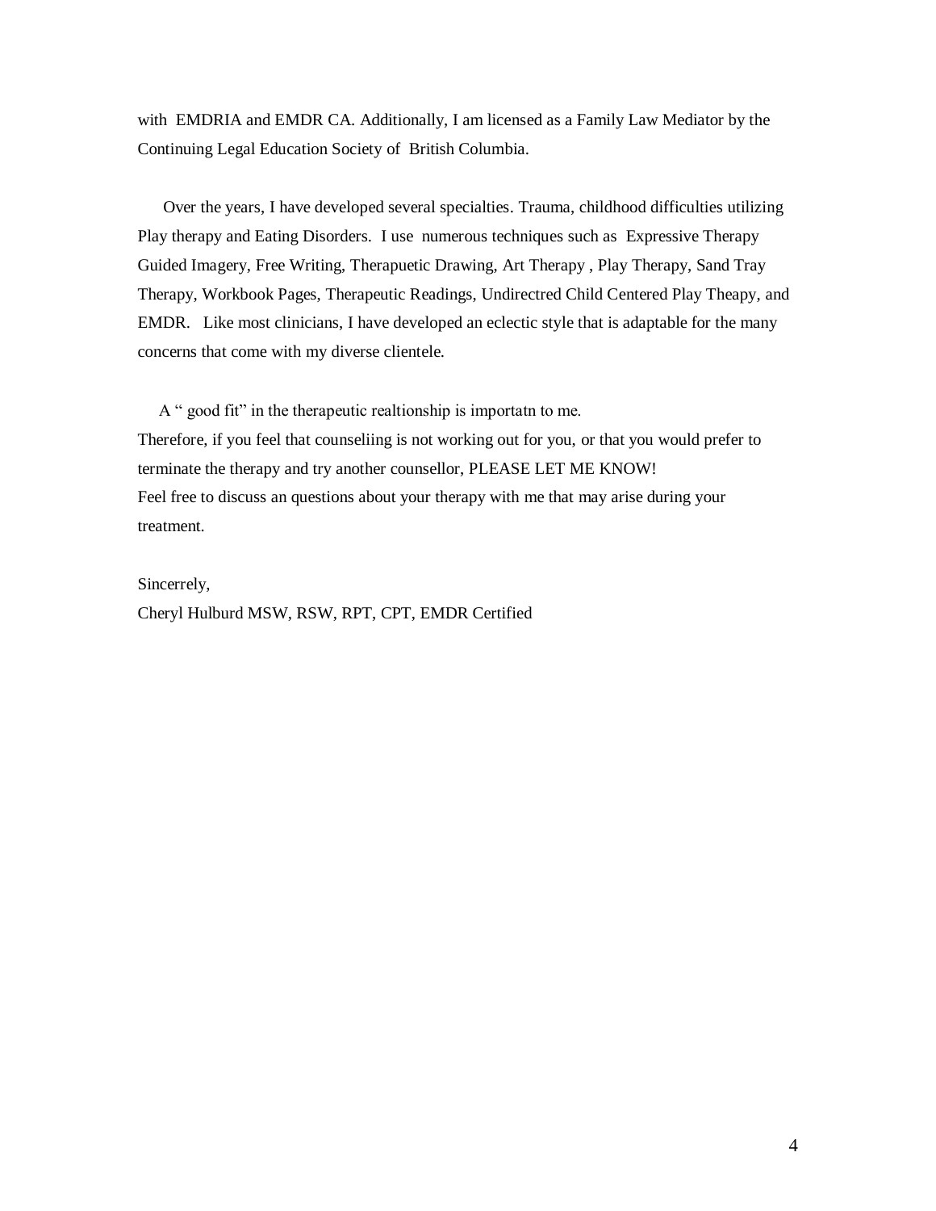with EMDRIA and EMDR CA. Additionally, I am licensed as a Family Law Mediator by the Continuing Legal Education Society of British Columbia.

Over the years, I have developed several specialties. Trauma, childhood difficulties utilizing Play therapy and Eating Disorders. I use numerous techniques such as Expressive Therapy Guided Imagery, Free Writing, Therapuetic Drawing, Art Therapy , Play Therapy, Sand Tray Therapy, Workbook Pages, Therapeutic Readings, Undirectred Child Centered Play Theapy, and EMDR. Like most clinicians, I have developed an eclectic style that is adaptable for the many concerns that come with my diverse clientele.

A " good fit" in the therapeutic realtionship is importatn to me.
Therefore, if you feel that counseliing is not working out for you, or that you would prefer to terminate the therapy and try another counsellor, PLEASE LET ME KNOW!
Feel free to discuss an questions about your therapy with me that may arise during your treatment.

Sincerrely,
Cheryl Hulburd MSW, RSW, RPT, CPT, EMDR Certified